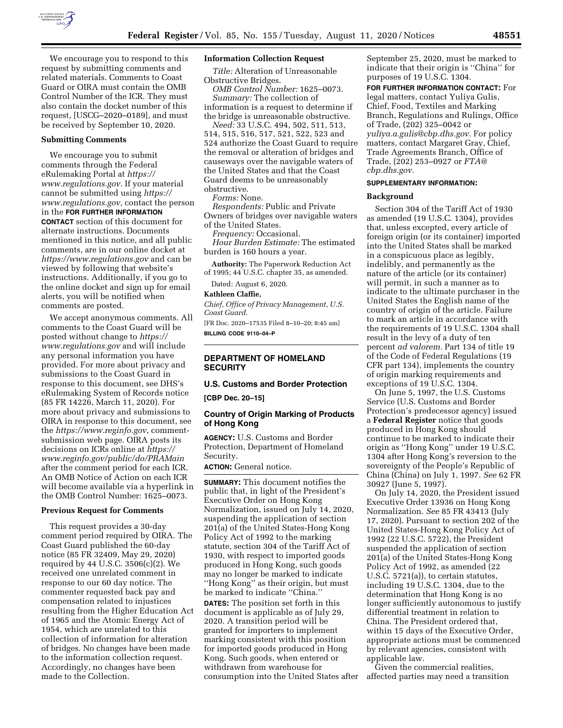We encourage you to respond to this request by submitting comments and related materials. Comments to Coast Guard or OIRA must contain the OMB Control Number of the ICR. They must also contain the docket number of this request, [USCG–2020–0189], and must be received by September 10, 2020.

### Submitting Comments

We encourage you to submit comments through the Federal eRulemaking Portal at *https://www.regulations.gov.* If your material cannot be submitted using *https://www.regulations.gov,* contact the person in the **FOR FURTHER INFORMATION CONTACT** section of this document for alternate instructions. Documents mentioned in this notice, and all public comments, are in our online docket at *https://www.regulations.gov* and can be viewed by following that website's instructions. Additionally, if you go to the online docket and sign up for email alerts, you will be notified when comments are posted.

We accept anonymous comments. All comments to the Coast Guard will be posted without change to *https://www.regulations.gov* and will include any personal information you have provided. For more about privacy and submissions to the Coast Guard in response to this document, see DHS's eRulemaking System of Records notice (85 FR 14226, March 11, 2020). For more about privacy and submissions to OIRA in response to this document, see the *https://www.reginfo.gov,* comment-submission web page. OIRA posts its decisions on ICRs online at *https://www.reginfo.gov/public/do/PRAMain* after the comment period for each ICR. An OMB Notice of Action on each ICR will become available via a hyperlink in the OMB Control Number: 1625–0073.

### Previous Request for Comments

This request provides a 30-day comment period required by OIRA. The Coast Guard published the 60-day notice (85 FR 32409, May 29, 2020) required by 44 U.S.C. 3506(c)(2). We received one unrelated comment in response to our 60 day notice. The commenter requested back pay and compensation related to injustices resulting from the Higher Education Act of 1965 and the Atomic Energy Act of 1954, which are unrelated to this collection of information for alteration of bridges. No changes have been made to the information collection request. Accordingly, no changes have been made to the Collection.

### Information Collection Request

*Title:* Alteration of Unreasonable Obstructive Bridges.

*OMB Control Number:* 1625–0073.

*Summary:* The collection of information is a request to determine if the bridge is unreasonable obstructive.

*Need:* 33 U.S.C. 494, 502, 511, 513, 514, 515, 516, 517, 521, 522, 523 and 524 authorize the Coast Guard to require the removal or alteration of bridges and causeways over the navigable waters of the United States and that the Coast Guard deems to be unreasonably obstructive.

*Forms:* None.

*Respondents:* Public and Private Owners of bridges over navigable waters of the United States.

*Frequency:* Occasional.

*Hour Burden Estimate:* The estimated burden is 160 hours a year.

**Authority:** The Paperwork Reduction Act of 1995; 44 U.S.C. chapter 35, as amended.

Dated: August 6, 2020.

**Kathleen Claffie,**

*Chief, Office of Privacy Management, U.S. Coast Guard.*

[FR Doc. 2020–17535 Filed 8–10–20; 8:45 am]

**BILLING CODE 9110–04–P**

## DEPARTMENT OF HOMELAND SECURITY

### U.S. Customs and Border Protection

**[CBP Dec. 20–15]**

### Country of Origin Marking of Products of Hong Kong

**AGENCY:** U.S. Customs and Border Protection, Department of Homeland Security.

**ACTION:** General notice.

**SUMMARY:** This document notifies the public that, in light of the President's Executive Order on Hong Kong Normalization, issued on July 14, 2020, suspending the application of section 201(a) of the United States-Hong Kong Policy Act of 1992 to the marking statute, section 304 of the Tariff Act of 1930, with respect to imported goods produced in Hong Kong, such goods may no longer be marked to indicate ''Hong Kong'' as their origin, but must be marked to indicate ''China.''

**DATES:** The position set forth in this document is applicable as of July 29, 2020. A transition period will be granted for importers to implement marking consistent with this position for imported goods produced in Hong Kong. Such goods, when entered or withdrawn from warehouse for consumption into the United States after September 25, 2020, must be marked to indicate that their origin is ''China'' for purposes of 19 U.S.C. 1304.

**FOR FURTHER INFORMATION CONTACT:** For legal matters, contact Yuliya Gulis, Chief, Food, Textiles and Marking Branch, Regulations and Rulings, Office of Trade, (202) 325–0042 or *yuliya.a.gulis@cbp.dhs.gov.* For policy matters, contact Margaret Gray, Chief, Trade Agreements Branch, Office of Trade, (202) 253–0927 or *FTA@cbp.dhs.gov.*

**SUPPLEMENTARY INFORMATION:**

### Background

Section 304 of the Tariff Act of 1930 as amended (19 U.S.C. 1304), provides that, unless excepted, every article of foreign origin (or its container) imported into the United States shall be marked in a conspicuous place as legibly, indelibly, and permanently as the nature of the article (or its container) will permit, in such a manner as to indicate to the ultimate purchaser in the United States the English name of the country of origin of the article. Failure to mark an article in accordance with the requirements of 19 U.S.C. 1304 shall result in the levy of a duty of ten percent *ad valorem.* Part 134 of title 19 of the Code of Federal Regulations (19 CFR part 134), implements the country of origin marking requirements and exceptions of 19 U.S.C. 1304.

On June 5, 1997, the U.S. Customs Service (U.S. Customs and Border Protection's predecessor agency) issued a **Federal Register** notice that goods produced in Hong Kong should continue to be marked to indicate their origin as ''Hong Kong'' under 19 U.S.C. 1304 after Hong Kong's reversion to the sovereignty of the People's Republic of China (China) on July 1, 1997. *See* 62 FR 30927 (June 5, 1997).

On July 14, 2020, the President issued Executive Order 13936 on Hong Kong Normalization. *See* 85 FR 43413 (July 17, 2020). Pursuant to section 202 of the United States-Hong Kong Policy Act of 1992 (22 U.S.C. 5722), the President suspended the application of section 201(a) of the United States-Hong Kong Policy Act of 1992, as amended (22 U.S.C. 5721(a)), to certain statutes, including 19 U.S.C. 1304, due to the determination that Hong Kong is no longer sufficiently autonomous to justify differential treatment in relation to China. The President ordered that, within 15 days of the Executive Order, appropriate actions must be commenced by relevant agencies, consistent with applicable law.

Given the commercial realities, affected parties may need a transition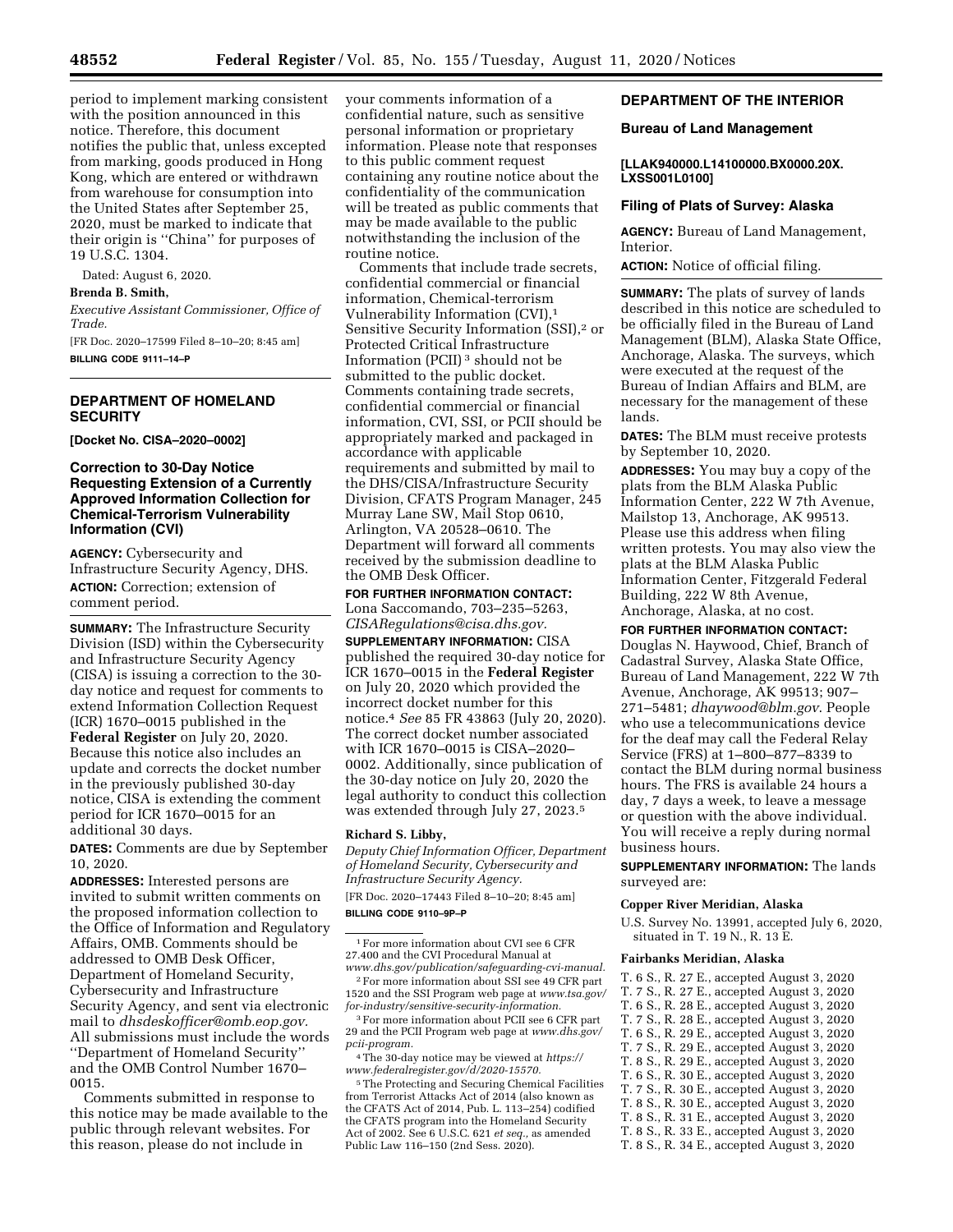period to implement marking consistent with the position announced in this notice. Therefore, this document notifies the public that, unless excepted from marking, goods produced in Hong Kong, which are entered or withdrawn from warehouse for consumption into the United States after September 25, 2020, must be marked to indicate that their origin is ''China'' for purposes of 19 U.S.C. 1304.

Dated: August 6, 2020.

**Brenda B. Smith,**

*Executive Assistant Commissioner, Office of Trade.*

[FR Doc. 2020–17599 Filed 8–10–20; 8:45 am]

**BILLING CODE 9111–14–P**

## DEPARTMENT OF HOMELAND SECURITY

**[Docket No. CISA–2020–0002]**

### Correction to 30-Day Notice Requesting Extension of a Currently Approved Information Collection for Chemical-Terrorism Vulnerability Information (CVI)

**AGENCY:** Cybersecurity and Infrastructure Security Agency, DHS.

**ACTION:** Correction; extension of comment period.

**SUMMARY:** The Infrastructure Security Division (ISD) within the Cybersecurity and Infrastructure Security Agency (CISA) is issuing a correction to the 30-day notice and request for comments to extend Information Collection Request (ICR) 1670–0015 published in the **Federal Register** on July 20, 2020. Because this notice also includes an update and corrects the docket number in the previously published 30-day notice, CISA is extending the comment period for ICR 1670–0015 for an additional 30 days.

**DATES:** Comments are due by September 10, 2020.

**ADDRESSES:** Interested persons are invited to submit written comments on the proposed information collection to the Office of Information and Regulatory Affairs, OMB. Comments should be addressed to OMB Desk Officer, Department of Homeland Security, Cybersecurity and Infrastructure Security Agency, and sent via electronic mail to *dhsdeskofficer@omb.eop.gov.* All submissions must include the words ''Department of Homeland Security'' and the OMB Control Number 1670–0015.

Comments submitted in response to this notice may be made available to the public through relevant websites. For this reason, please do not include in your comments information of a confidential nature, such as sensitive personal information or proprietary information. Please note that responses to this public comment request containing any routine notice about the confidentiality of the communication will be treated as public comments that may be made available to the public notwithstanding the inclusion of the routine notice.

Comments that include trade secrets, confidential commercial or financial information, Chemical-terrorism Vulnerability Information (CVI),[1] Sensitive Security Information (SSI),[2] or Protected Critical Infrastructure Information (PCII)[3] should not be submitted to the public docket. Comments containing trade secrets, confidential commercial or financial information, CVI, SSI, or PCII should be appropriately marked and packaged in accordance with applicable requirements and submitted by mail to the DHS/CISA/Infrastructure Security Division, CFATS Program Manager, 245 Murray Lane SW, Mail Stop 0610, Arlington, VA 20528–0610. The Department will forward all comments received by the submission deadline to the OMB Desk Officer.

**FOR FURTHER INFORMATION CONTACT:** Lona Saccomando, 703–235–5263, *CISARegulations@cisa.dhs.gov.*

**SUPPLEMENTARY INFORMATION:** CISA published the required 30-day notice for ICR 1670–0015 in the **Federal Register** on July 20, 2020 which provided the incorrect docket number for this notice.[4] *See* 85 FR 43863 (July 20, 2020). The correct docket number associated with ICR 1670–0015 is CISA–2020–0002. Additionally, since publication of the 30-day notice on July 20, 2020 the legal authority to conduct this collection was extended through July 27, 2023.[5]

**Richard S. Libby,**

*Deputy Chief Information Officer, Department of Homeland Security, Cybersecurity and Infrastructure Security Agency.*

[FR Doc. 2020–17443 Filed 8–10–20; 8:45 am]

**BILLING CODE 9110–9P–P**

[1] For more information about CVI see 6 CFR 27.400 and the CVI Procedural Manual at *www.dhs.gov/publication/safeguarding-cvi-manual.*

[2] For more information about SSI see 49 CFR part 1520 and the SSI Program web page at *www.tsa.gov/for-industry/sensitive-security-information.*

[3] For more information about PCII see 6 CFR part 29 and the PCII Program web page at *www.dhs.gov/pcii-program.*

[4] The 30-day notice may be viewed at *https://www.federalregister.gov/d/2020-15570.*

[5] The Protecting and Securing Chemical Facilities from Terrorist Attacks Act of 2014 (also known as the CFATS Act of 2014, Pub. L. 113–254) codified the CFATS program into the Homeland Security Act of 2002. See 6 U.S.C. 621 *et seq.,* as amended Public Law 116–150 (2nd Sess. 2020).

## DEPARTMENT OF THE INTERIOR

### Bureau of Land Management

**[LLAK940000.L14100000.BX0000.20X.LXSS001L0100]**

### Filing of Plats of Survey: Alaska

**AGENCY:** Bureau of Land Management, Interior.

**ACTION:** Notice of official filing.

**SUMMARY:** The plats of survey of lands described in this notice are scheduled to be officially filed in the Bureau of Land Management (BLM), Alaska State Office, Anchorage, Alaska. The surveys, which were executed at the request of the Bureau of Indian Affairs and BLM, are necessary for the management of these lands.

**DATES:** The BLM must receive protests by September 10, 2020.

**ADDRESSES:** You may buy a copy of the plats from the BLM Alaska Public Information Center, 222 W 7th Avenue, Mailstop 13, Anchorage, AK 99513. Please use this address when filing written protests. You may also view the plats at the BLM Alaska Public Information Center, Fitzgerald Federal Building, 222 W 8th Avenue, Anchorage, Alaska, at no cost.

**FOR FURTHER INFORMATION CONTACT:** Douglas N. Haywood, Chief, Branch of Cadastral Survey, Alaska State Office, Bureau of Land Management, 222 W 7th Avenue, Anchorage, AK 99513; 907–271–5481; *dhaywood@blm.gov.* People who use a telecommunications device for the deaf may call the Federal Relay Service (FRS) at 1–800–877–8339 to contact the BLM during normal business hours. The FRS is available 24 hours a day, 7 days a week, to leave a message or question with the above individual. You will receive a reply during normal business hours.

**SUPPLEMENTARY INFORMATION:** The lands surveyed are:

**Copper River Meridian, Alaska**

U.S. Survey No. 13991, accepted July 6, 2020, situated in T. 19 N., R. 13 E.

**Fairbanks Meridian, Alaska**

T. 6 S., R. 27 E., accepted August 3, 2020
T. 7 S., R. 27 E., accepted August 3, 2020
T. 6 S., R. 28 E., accepted August 3, 2020
T. 7 S., R. 28 E., accepted August 3, 2020
T. 6 S., R. 29 E., accepted August 3, 2020
T. 7 S., R. 29 E., accepted August 3, 2020
T. 8 S., R. 29 E., accepted August 3, 2020
T. 6 S., R. 30 E., accepted August 3, 2020
T. 7 S., R. 30 E., accepted August 3, 2020
T. 8 S., R. 30 E., accepted August 3, 2020
T. 8 S., R. 31 E., accepted August 3, 2020
T. 8 S., R. 33 E., accepted August 3, 2020
T. 8 S., R. 34 E., accepted August 3, 2020